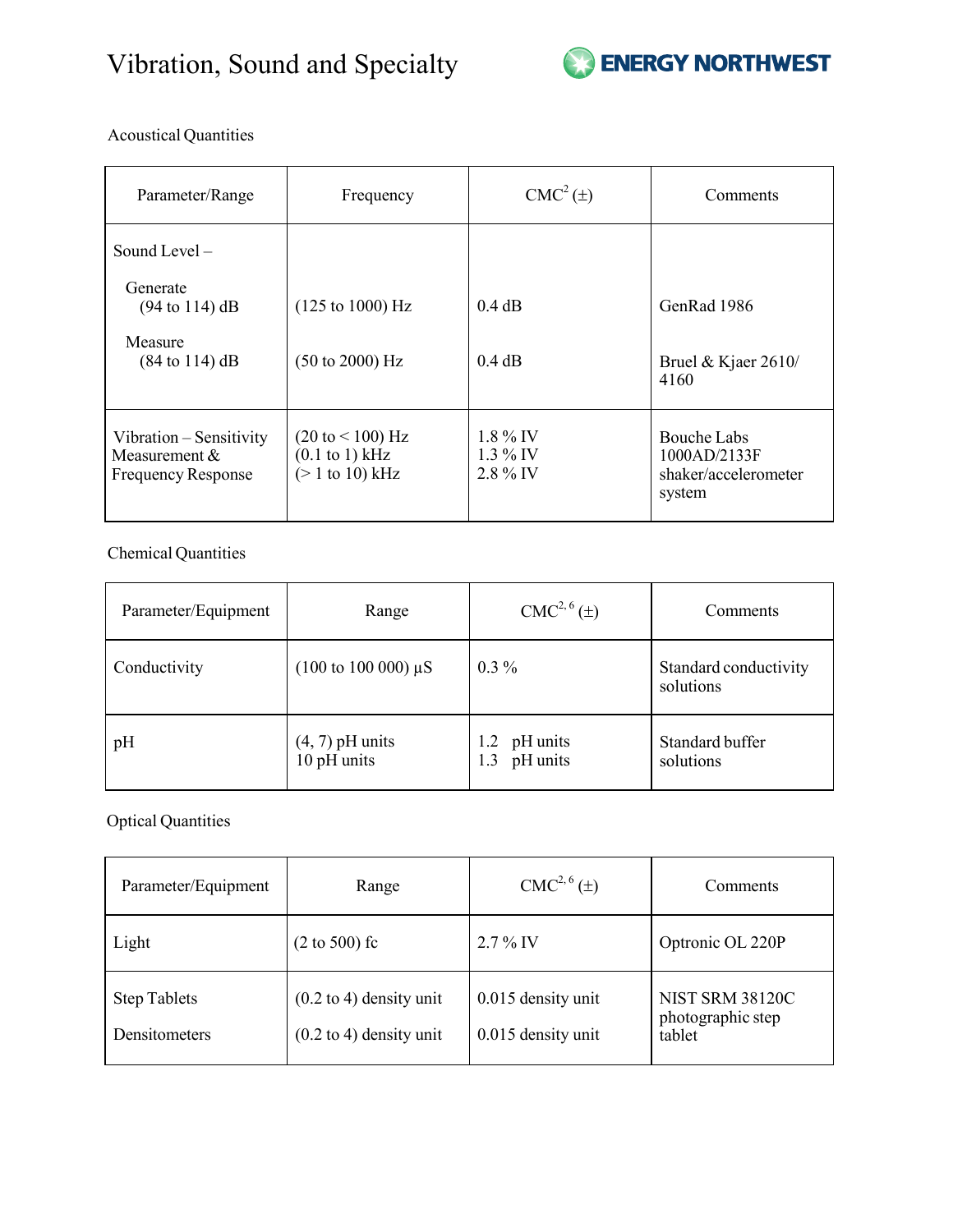# Vibration, Sound and Specialty

## Acoustical Quantities

| Parameter/Range | Frequency | CMC[2] (±) | Comments |
|---|---|---|---|
| Sound Level –<br>Generate<br>(94 to 114) dB<br>Measure<br>(84 to 114) dB | <br><br>(125 to 1000) Hz<br><br>(50 to 2000) Hz | <br><br>0.4 dB<br><br>0.4 dB | <br><br>GenRad 1986<br><br>Bruel & Kjaer 2610/ 4160 |
| Vibration – Sensitivity Measurement & Frequency Response | (20 to < 100) Hz<br>(0.1 to 1) kHz<br>(> 1 to 10) kHz | 1.8 % IV<br>1.3 % IV<br>2.8 % IV | Bouche Labs 1000AD/2133F shaker/accelerometer system |

## Chemical Quantities

| Parameter/Equipment | Range | CMC[2, 6] (±) | Comments |
|---|---|---|---|
| Conductivity | (100 to 100 000) µS | 0.3 % | Standard conductivity solutions |
| pH | (4, 7) pH units<br>10 pH units | 1.2 pH units<br>1.3 pH units | Standard buffer solutions |

## Optical Quantities

| Parameter/Equipment | Range | CMC[2, 6] (±) | Comments |
|---|---|---|---|
| Light | (2 to 500) fc | 2.7 % IV | Optronic OL 220P |
| Step Tablets<br><br>Densitometers | (0.2 to 4) density unit<br><br>(0.2 to 4) density unit | 0.015 density unit<br><br>0.015 density unit | NIST SRM 38120C photographic step tablet |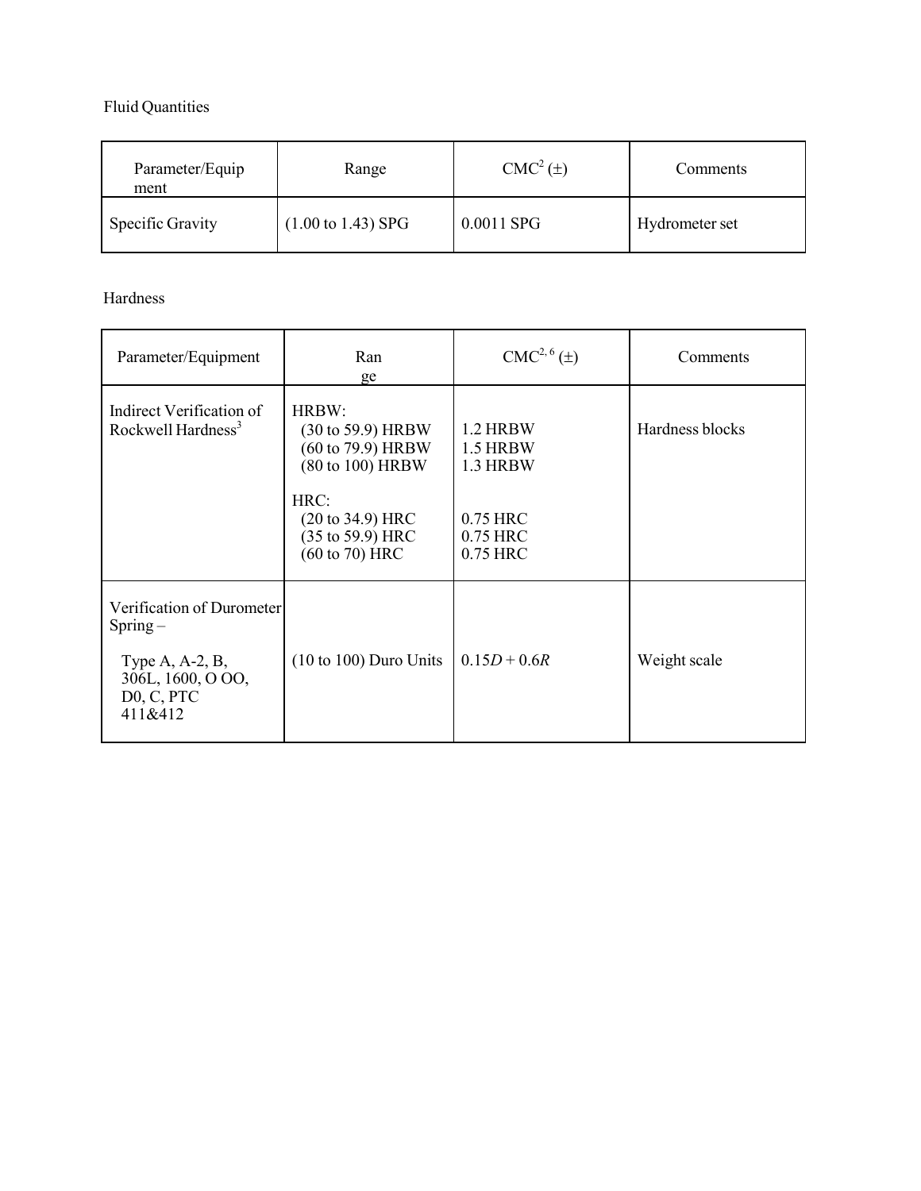Fluid Quantities

| Parameter/Equipment | Range | CMC[2] (±) | Comments |
|---|---|---|---|
| Specific Gravity | (1.00 to 1.43) SPG | 0.0011 SPG | Hydrometer set |

Hardness

| Parameter/Equipment | Range | CMC[2, 6] (±) | Comments |
|---|---|---|---|
| Indirect Verification of Rockwell Hardness[3] | HRBW:<br>(30 to 59.9) HRBW<br>(60 to 79.9) HRBW<br>(80 to 100) HRBW<br><br>HRC:<br>(20 to 34.9) HRC<br>(35 to 59.9) HRC<br>(60 to 70) HRC | <br>1.2 HRBW<br>1.5 HRBW<br>1.3 HRBW<br><br><br>0.75 HRC<br>0.75 HRC<br>0.75 HRC | Hardness blocks |
| Verification of Durometer Spring –<br><br>Type A, A-2, B, 306L, 1600, O OO, D0, C, PTC 411&412 | (10 to 100) Duro Units | $0.15D + 0.6R$ | Weight scale |